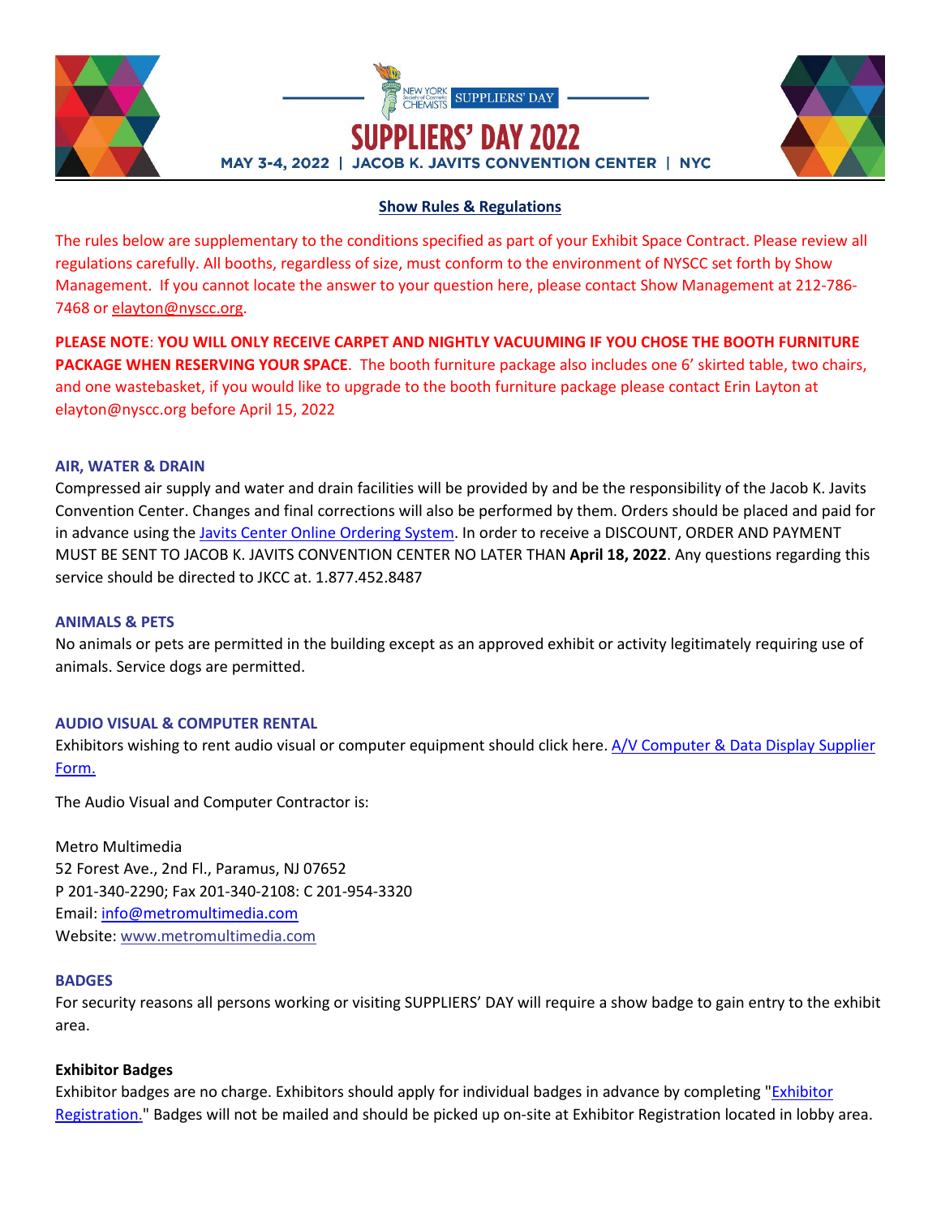NEW YORK Society of Cosmetic CHEMISTS | SUPPLIERS' DAY

# SUPPLIERS' DAY 2022

MAY 3-4, 2022 | JACOB K. JAVITS CONVENTION CENTER | NYC

## Show Rules & Regulations

The rules below are supplementary to the conditions specified as part of your Exhibit Space Contract. Please review all regulations carefully. All booths, regardless of size, must conform to the environment of NYSCC set forth by Show Management. If you cannot locate the answer to your question here, please contact Show Management at 212-786-7468 or elayton@nyscc.org.

**PLEASE NOTE**: **YOU WILL ONLY RECEIVE CARPET AND NIGHTLY VACUUMING IF YOU CHOSE THE BOOTH FURNITURE PACKAGE WHEN RESERVING YOUR SPACE**. The booth furniture package also includes one 6' skirted table, two chairs, and one wastebasket, if you would like to upgrade to the booth furniture package please contact Erin Layton at elayton@nyscc.org before April 15, 2022

### AIR, WATER & DRAIN

Compressed air supply and water and drain facilities will be provided by and be the responsibility of the Jacob K. Javits Convention Center. Changes and final corrections will also be performed by them. Orders should be placed and paid for in advance using the Javits Center Online Ordering System. In order to receive a DISCOUNT, ORDER AND PAYMENT MUST BE SENT TO JACOB K. JAVITS CONVENTION CENTER NO LATER THAN **April 18, 2022**. Any questions regarding this service should be directed to JKCC at. 1.877.452.8487

### ANIMALS & PETS

No animals or pets are permitted in the building except as an approved exhibit or activity legitimately requiring use of animals. Service dogs are permitted.

### AUDIO VISUAL & COMPUTER RENTAL

Exhibitors wishing to rent audio visual or computer equipment should click here. A/V Computer & Data Display Supplier Form.

The Audio Visual and Computer Contractor is:

Metro Multimedia
52 Forest Ave., 2nd Fl., Paramus, NJ 07652
P 201-340-2290; Fax 201-340-2108: C 201-954-3320
Email: info@metromultimedia.com
Website: www.metromultimedia.com

### BADGES

For security reasons all persons working or visiting SUPPLIERS' DAY will require a show badge to gain entry to the exhibit area.

#### Exhibitor Badges

Exhibitor badges are no charge. Exhibitors should apply for individual badges in advance by completing "Exhibitor Registration." Badges will not be mailed and should be picked up on-site at Exhibitor Registration located in lobby area.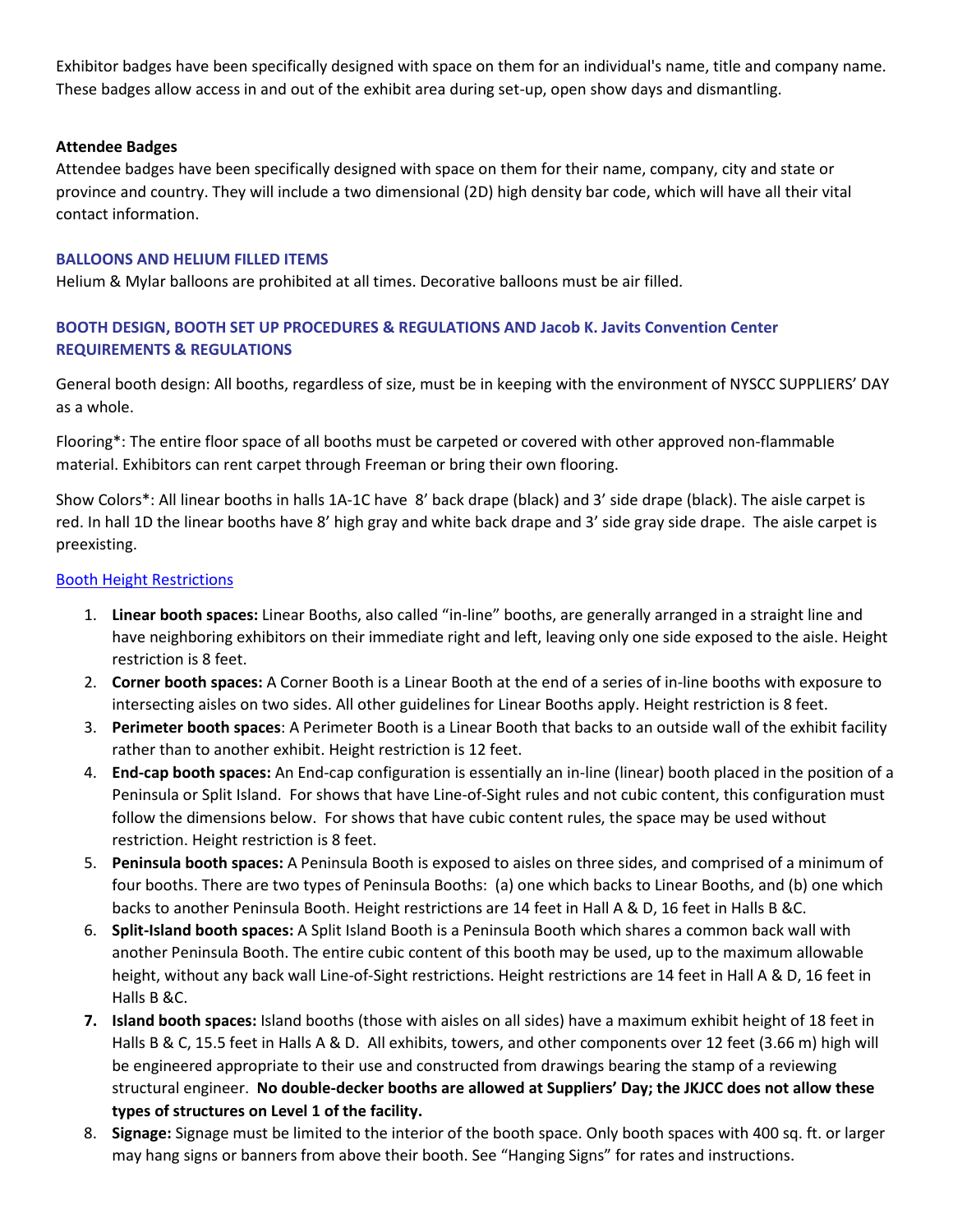Exhibitor badges have been specifically designed with space on them for an individual's name, title and company name. These badges allow access in and out of the exhibit area during set-up, open show days and dismantling.

**Attendee Badges**

Attendee badges have been specifically designed with space on them for their name, company, city and state or province and country. They will include a two dimensional (2D) high density bar code, which will have all their vital contact information.

### BALLOONS AND HELIUM FILLED ITEMS

Helium & Mylar balloons are prohibited at all times. Decorative balloons must be air filled.

### BOOTH DESIGN, BOOTH SET UP PROCEDURES & REGULATIONS AND Jacob K. Javits Convention Center REQUIREMENTS & REGULATIONS

General booth design: All booths, regardless of size, must be in keeping with the environment of NYSCC SUPPLIERS' DAY as a whole.

Flooring*: The entire floor space of all booths must be carpeted or covered with other approved non-flammable material. Exhibitors can rent carpet through Freeman or bring their own flooring.

Show Colors*: All linear booths in halls 1A-1C have 8' back drape (black) and 3' side drape (black). The aisle carpet is red. In hall 1D the linear booths have 8' high gray and white back drape and 3' side gray side drape. The aisle carpet is preexisting.

Booth Height Restrictions

1. **Linear booth spaces:** Linear Booths, also called "in-line" booths, are generally arranged in a straight line and have neighboring exhibitors on their immediate right and left, leaving only one side exposed to the aisle. Height restriction is 8 feet.
2. **Corner booth spaces:** A Corner Booth is a Linear Booth at the end of a series of in-line booths with exposure to intersecting aisles on two sides. All other guidelines for Linear Booths apply. Height restriction is 8 feet.
3. **Perimeter booth spaces**: A Perimeter Booth is a Linear Booth that backs to an outside wall of the exhibit facility rather than to another exhibit. Height restriction is 12 feet.
4. **End-cap booth spaces:** An End-cap configuration is essentially an in-line (linear) booth placed in the position of a Peninsula or Split Island. For shows that have Line-of-Sight rules and not cubic content, this configuration must follow the dimensions below. For shows that have cubic content rules, the space may be used without restriction. Height restriction is 8 feet.
5. **Peninsula booth spaces:** A Peninsula Booth is exposed to aisles on three sides, and comprised of a minimum of four booths. There are two types of Peninsula Booths: (a) one which backs to Linear Booths, and (b) one which backs to another Peninsula Booth. Height restrictions are 14 feet in Hall A & D, 16 feet in Halls B &C.
6. **Split-Island booth spaces:** A Split Island Booth is a Peninsula Booth which shares a common back wall with another Peninsula Booth. The entire cubic content of this booth may be used, up to the maximum allowable height, without any back wall Line-of-Sight restrictions. Height restrictions are 14 feet in Hall A & D, 16 feet in Halls B &C.
7. **Island booth spaces:** Island booths (those with aisles on all sides) have a maximum exhibit height of 18 feet in Halls B & C, 15.5 feet in Halls A & D. All exhibits, towers, and other components over 12 feet (3.66 m) high will be engineered appropriate to their use and constructed from drawings bearing the stamp of a reviewing structural engineer. **No double-decker booths are allowed at Suppliers' Day; the JKJCC does not allow these types of structures on Level 1 of the facility.**
8. **Signage:** Signage must be limited to the interior of the booth space. Only booth spaces with 400 sq. ft. or larger may hang signs or banners from above their booth. See "Hanging Signs" for rates and instructions.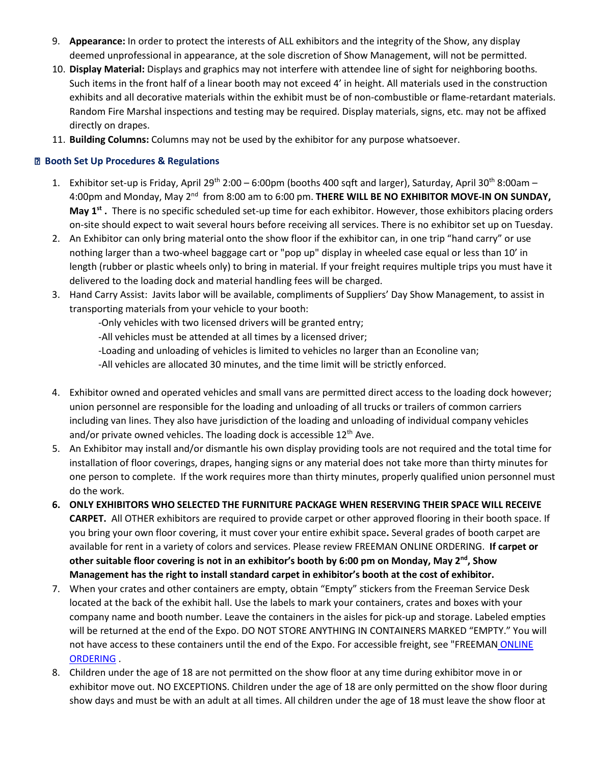9. **Appearance:** In order to protect the interests of ALL exhibitors and the integrity of the Show, any display deemed unprofessional in appearance, at the sole discretion of Show Management, will not be permitted.
10. **Display Material:** Displays and graphics may not interfere with attendee line of sight for neighboring booths. Such items in the front half of a linear booth may not exceed 4' in height. All materials used in the construction exhibits and all decorative materials within the exhibit must be of non-combustible or flame-retardant materials. Random Fire Marshal inspections and testing may be required. Display materials, signs, etc. may not be affixed directly on drapes.
11. **Building Columns:** Columns may not be used by the exhibitor for any purpose whatsoever.

### Booth Set Up Procedures & Regulations

1. Exhibitor set-up is Friday, April 29th 2:00 – 6:00pm (booths 400 sqft and larger), Saturday, April 30th 8:00am – 4:00pm and Monday, May 2nd from 8:00 am to 6:00 pm. **THERE WILL BE NO EXHIBITOR MOVE-IN ON SUNDAY, May 1st .** There is no specific scheduled set-up time for each exhibitor. However, those exhibitors placing orders on-site should expect to wait several hours before receiving all services. There is no exhibitor set up on Tuesday.
2. An Exhibitor can only bring material onto the show floor if the exhibitor can, in one trip "hand carry" or use nothing larger than a two-wheel baggage cart or "pop up" display in wheeled case equal or less than 10' in length (rubber or plastic wheels only) to bring in material. If your freight requires multiple trips you must have it delivered to the loading dock and material handling fees will be charged.
3. Hand Carry Assist: Javits labor will be available, compliments of Suppliers' Day Show Management, to assist in transporting materials from your vehicle to your booth:
   - -Only vehicles with two licensed drivers will be granted entry;
   - -All vehicles must be attended at all times by a licensed driver;
   - -Loading and unloading of vehicles is limited to vehicles no larger than an Econoline van;
   - -All vehicles are allocated 30 minutes, and the time limit will be strictly enforced.
4. Exhibitor owned and operated vehicles and small vans are permitted direct access to the loading dock however; union personnel are responsible for the loading and unloading of all trucks or trailers of common carriers including van lines. They also have jurisdiction of the loading and unloading of individual company vehicles and/or private owned vehicles. The loading dock is accessible 12th Ave.
5. An Exhibitor may install and/or dismantle his own display providing tools are not required and the total time for installation of floor coverings, drapes, hanging signs or any material does not take more than thirty minutes for one person to complete. If the work requires more than thirty minutes, properly qualified union personnel must do the work.
6. **ONLY EXHIBITORS WHO SELECTED THE FURNITURE PACKAGE WHEN RESERVING THEIR SPACE WILL RECEIVE CARPET.** All OTHER exhibitors are required to provide carpet or other approved flooring in their booth space. If you bring your own floor covering, it must cover your entire exhibit space**.** Several grades of booth carpet are available for rent in a variety of colors and services. Please review FREEMAN ONLINE ORDERING. **If carpet or other suitable floor covering is not in an exhibitor's booth by 6:00 pm on Monday, May 2nd, Show Management has the right to install standard carpet in exhibitor's booth at the cost of exhibitor.**
7. When your crates and other containers are empty, obtain "Empty" stickers from the Freeman Service Desk located at the back of the exhibit hall. Use the labels to mark your containers, crates and boxes with your company name and booth number. Leave the containers in the aisles for pick-up and storage. Labeled empties will be returned at the end of the Expo. DO NOT STORE ANYTHING IN CONTAINERS MARKED "EMPTY." You will not have access to these containers until the end of the Expo. For accessible freight, see "FREEMAN ONLINE ORDERING .
8. Children under the age of 18 are not permitted on the show floor at any time during exhibitor move in or exhibitor move out. NO EXCEPTIONS. Children under the age of 18 are only permitted on the show floor during show days and must be with an adult at all times. All children under the age of 18 must leave the show floor at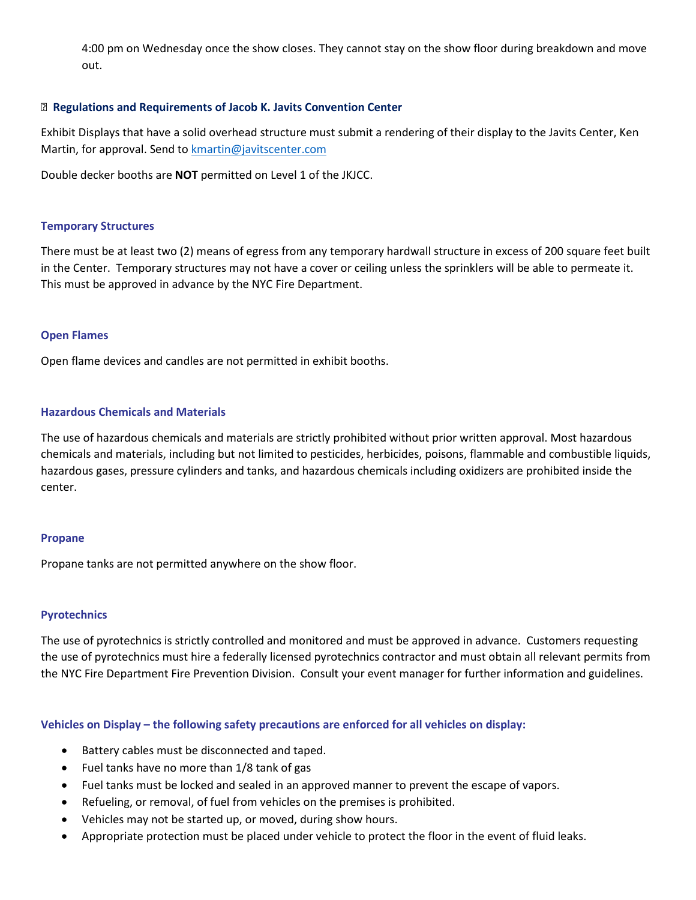4:00 pm on Wednesday once the show closes. They cannot stay on the show floor during breakdown and move out.

## Regulations and Requirements of Jacob K. Javits Convention Center

Exhibit Displays that have a solid overhead structure must submit a rendering of their display to the Javits Center, Ken Martin, for approval. Send to kmartin@javitscenter.com

Double decker booths are **NOT** permitted on Level 1 of the JKJCC.

### Temporary Structures

There must be at least two (2) means of egress from any temporary hardwall structure in excess of 200 square feet built in the Center. Temporary structures may not have a cover or ceiling unless the sprinklers will be able to permeate it. This must be approved in advance by the NYC Fire Department.

### Open Flames

Open flame devices and candles are not permitted in exhibit booths.

### Hazardous Chemicals and Materials

The use of hazardous chemicals and materials are strictly prohibited without prior written approval. Most hazardous chemicals and materials, including but not limited to pesticides, herbicides, poisons, flammable and combustible liquids, hazardous gases, pressure cylinders and tanks, and hazardous chemicals including oxidizers are prohibited inside the center.

### Propane

Propane tanks are not permitted anywhere on the show floor.

### Pyrotechnics

The use of pyrotechnics is strictly controlled and monitored and must be approved in advance. Customers requesting the use of pyrotechnics must hire a federally licensed pyrotechnics contractor and must obtain all relevant permits from the NYC Fire Department Fire Prevention Division. Consult your event manager for further information and guidelines.

### Vehicles on Display – the following safety precautions are enforced for all vehicles on display:

- Battery cables must be disconnected and taped.
- Fuel tanks have no more than 1/8 tank of gas
- Fuel tanks must be locked and sealed in an approved manner to prevent the escape of vapors.
- Refueling, or removal, of fuel from vehicles on the premises is prohibited.
- Vehicles may not be started up, or moved, during show hours.
- Appropriate protection must be placed under vehicle to protect the floor in the event of fluid leaks.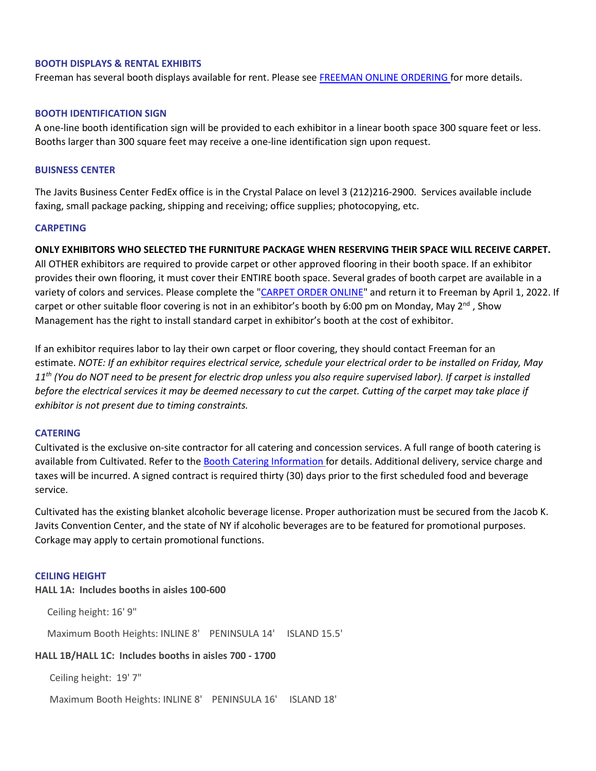### BOOTH DISPLAYS & RENTAL EXHIBITS

Freeman has several booth displays available for rent. Please see [FREEMAN ONLINE ORDERING](#) for more details.

### BOOTH IDENTIFICATION SIGN

A one-line booth identification sign will be provided to each exhibitor in a linear booth space 300 square feet or less. Booths larger than 300 square feet may receive a one-line identification sign upon request.

### BUISNESS CENTER

The Javits Business Center FedEx office is in the Crystal Palace on level 3 (212)216-2900. Services available include faxing, small package packing, shipping and receiving; office supplies; photocopying, etc.

### CARPETING

**ONLY EXHIBITORS WHO SELECTED THE FURNITURE PACKAGE WHEN RESERVING THEIR SPACE WILL RECEIVE CARPET.** All OTHER exhibitors are required to provide carpet or other approved flooring in their booth space. If an exhibitor provides their own flooring, it must cover their ENTIRE booth space. Several grades of booth carpet are available in a variety of colors and services. Please complete the "[CARPET ORDER ONLINE](#)" and return it to Freeman by April 1, 2022. If carpet or other suitable floor covering is not in an exhibitor's booth by 6:00 pm on Monday, May 2nd , Show Management has the right to install standard carpet in exhibitor's booth at the cost of exhibitor.

If an exhibitor requires labor to lay their own carpet or floor covering, they should contact Freeman for an estimate. *NOTE: If an exhibitor requires electrical service, schedule your electrical order to be installed on Friday, May 11th (You do NOT need to be present for electric drop unless you also require supervised labor). If carpet is installed before the electrical services it may be deemed necessary to cut the carpet. Cutting of the carpet may take place if exhibitor is not present due to timing constraints.*

### CATERING

Cultivated is the exclusive on-site contractor for all catering and concession services. A full range of booth catering is available from Cultivated. Refer to the [Booth Catering Information](#) for details. Additional delivery, service charge and taxes will be incurred. A signed contract is required thirty (30) days prior to the first scheduled food and beverage service.

Cultivated has the existing blanket alcoholic beverage license. Proper authorization must be secured from the Jacob K. Javits Convention Center, and the state of NY if alcoholic beverages are to be featured for promotional purposes. Corkage may apply to certain promotional functions.

### CEILING HEIGHT

**HALL 1A: Includes booths in aisles 100-600**

Ceiling height: 16' 9"

Maximum Booth Heights: INLINE 8' PENINSULA 14' ISLAND 15.5'

**HALL 1B/HALL 1C: Includes booths in aisles 700 - 1700**

Ceiling height: 19' 7"

Maximum Booth Heights: INLINE 8' PENINSULA 16' ISLAND 18'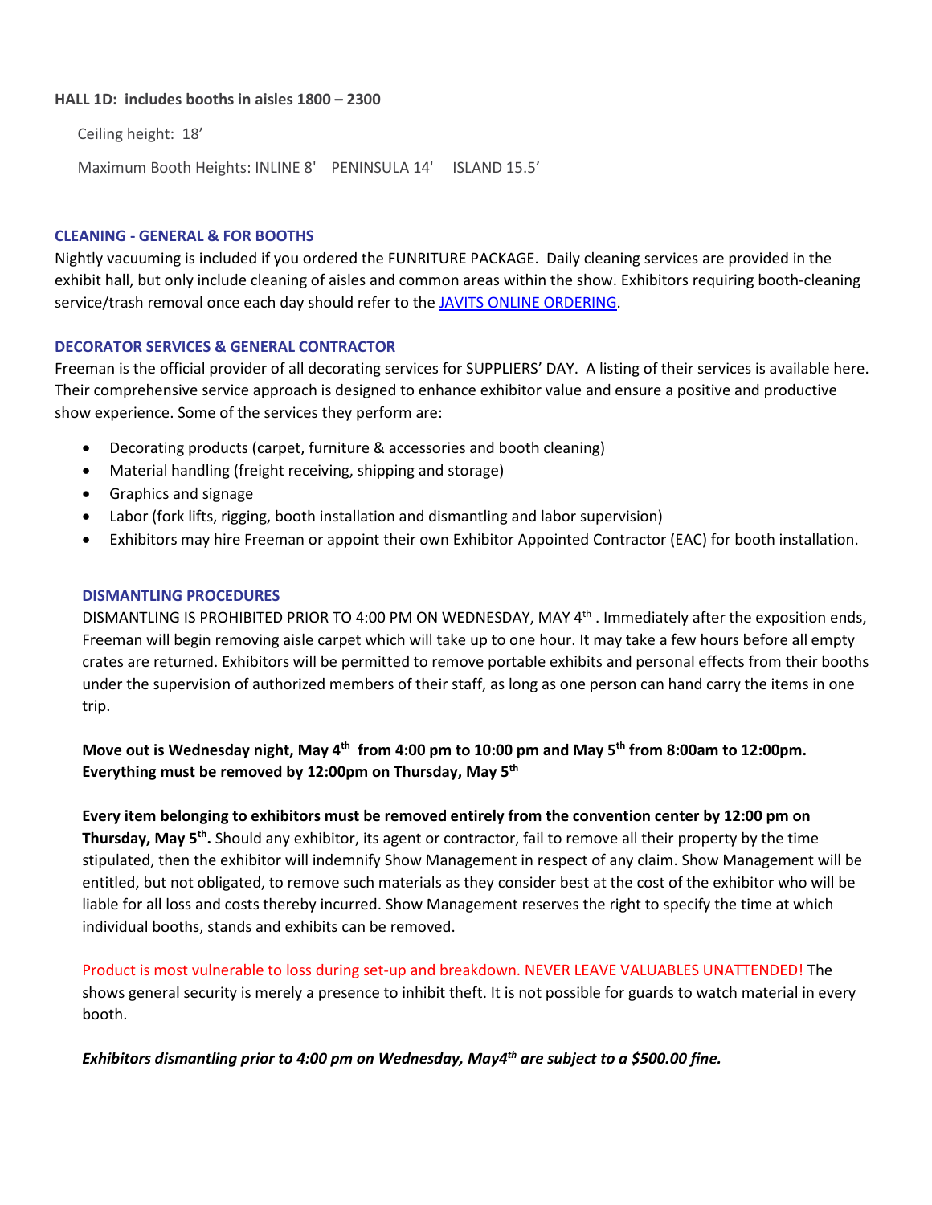**HALL 1D: includes booths in aisles 1800 – 2300**

Ceiling height: 18'

Maximum Booth Heights: INLINE 8' PENINSULA 14' ISLAND 15.5'

### CLEANING - GENERAL & FOR BOOTHS

Nightly vacuuming is included if you ordered the FUNRITURE PACKAGE. Daily cleaning services are provided in the exhibit hall, but only include cleaning of aisles and common areas within the show. Exhibitors requiring booth-cleaning service/trash removal once each day should refer to the JAVITS ONLINE ORDERING.

### DECORATOR SERVICES & GENERAL CONTRACTOR

Freeman is the official provider of all decorating services for SUPPLIERS' DAY. A listing of their services is available here. Their comprehensive service approach is designed to enhance exhibitor value and ensure a positive and productive show experience. Some of the services they perform are:

- Decorating products (carpet, furniture & accessories and booth cleaning)
- Material handling (freight receiving, shipping and storage)
- Graphics and signage
- Labor (fork lifts, rigging, booth installation and dismantling and labor supervision)
- Exhibitors may hire Freeman or appoint their own Exhibitor Appointed Contractor (EAC) for booth installation.

### DISMANTLING PROCEDURES

DISMANTLING IS PROHIBITED PRIOR TO 4:00 PM ON WEDNESDAY, MAY 4th . Immediately after the exposition ends, Freeman will begin removing aisle carpet which will take up to one hour. It may take a few hours before all empty crates are returned. Exhibitors will be permitted to remove portable exhibits and personal effects from their booths under the supervision of authorized members of their staff, as long as one person can hand carry the items in one trip.

**Move out is Wednesday night, May 4th from 4:00 pm to 10:00 pm and May 5th from 8:00am to 12:00pm. Everything must be removed by 12:00pm on Thursday, May 5th**

**Every item belonging to exhibitors must be removed entirely from the convention center by 12:00 pm on Thursday, May 5th.** Should any exhibitor, its agent or contractor, fail to remove all their property by the time stipulated, then the exhibitor will indemnify Show Management in respect of any claim. Show Management will be entitled, but not obligated, to remove such materials as they consider best at the cost of the exhibitor who will be liable for all loss and costs thereby incurred. Show Management reserves the right to specify the time at which individual booths, stands and exhibits can be removed.

Product is most vulnerable to loss during set-up and breakdown. NEVER LEAVE VALUABLES UNATTENDED! The shows general security is merely a presence to inhibit theft. It is not possible for guards to watch material in every booth.

***Exhibitors dismantling prior to 4:00 pm on Wednesday, May4th are subject to a $500.00 fine.***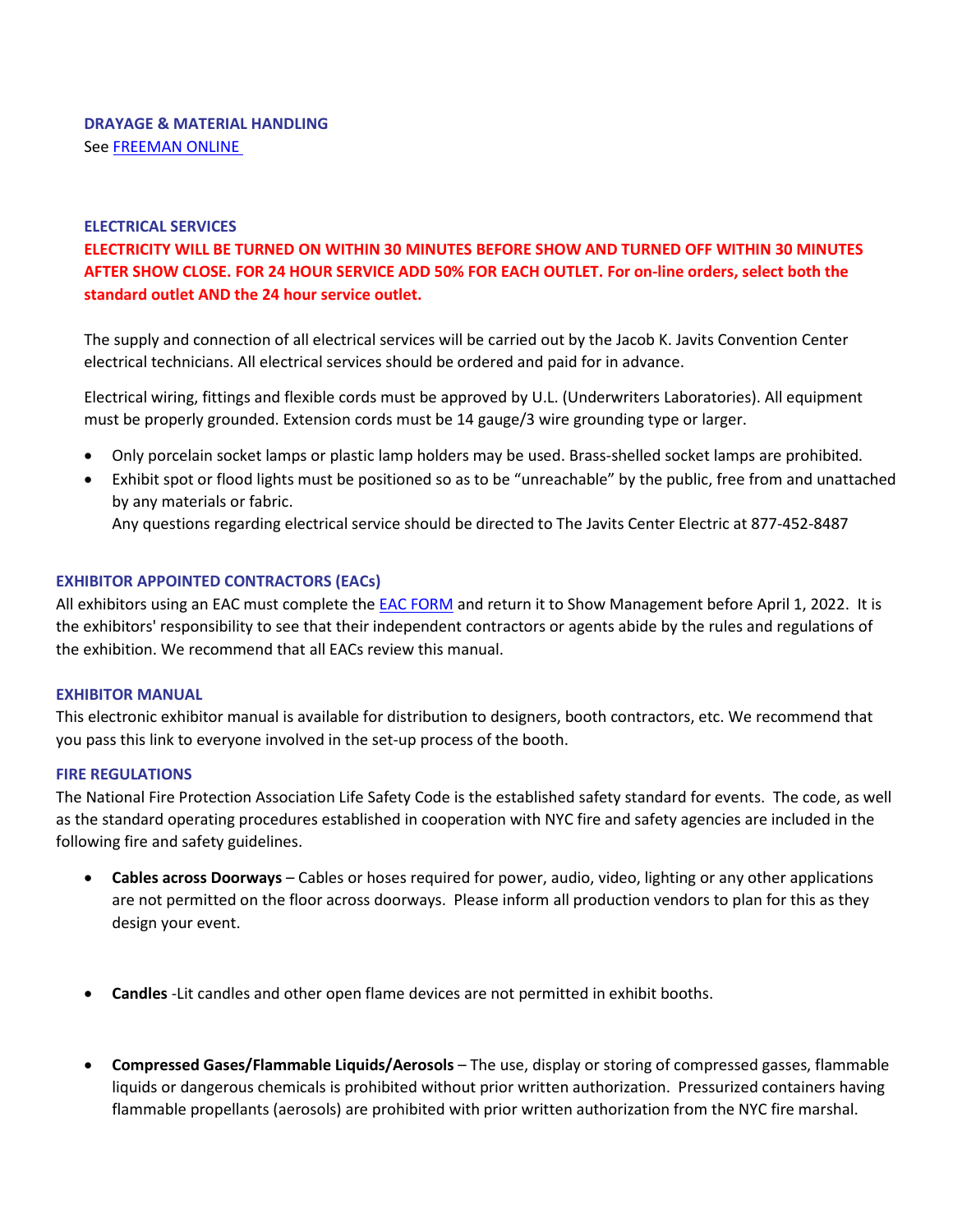### DRAYAGE & MATERIAL HANDLING

See [FREEMAN ONLINE]()

### ELECTRICAL SERVICES

**ELECTRICITY WILL BE TURNED ON WITHIN 30 MINUTES BEFORE SHOW AND TURNED OFF WITHIN 30 MINUTES AFTER SHOW CLOSE. FOR 24 HOUR SERVICE ADD 50% FOR EACH OUTLET. For on-line orders, select both the standard outlet AND the 24 hour service outlet.**

The supply and connection of all electrical services will be carried out by the Jacob K. Javits Convention Center electrical technicians. All electrical services should be ordered and paid for in advance.

Electrical wiring, fittings and flexible cords must be approved by U.L. (Underwriters Laboratories). All equipment must be properly grounded. Extension cords must be 14 gauge/3 wire grounding type or larger.

- Only porcelain socket lamps or plastic lamp holders may be used. Brass-shelled socket lamps are prohibited.
- Exhibit spot or flood lights must be positioned so as to be "unreachable" by the public, free from and unattached by any materials or fabric.
  Any questions regarding electrical service should be directed to The Javits Center Electric at 877-452-8487

### EXHIBITOR APPOINTED CONTRACTORS (EACs)

All exhibitors using an EAC must complete the [EAC FORM]() and return it to Show Management before April 1, 2022. It is the exhibitors' responsibility to see that their independent contractors or agents abide by the rules and regulations of the exhibition. We recommend that all EACs review this manual.

### EXHIBITOR MANUAL

This electronic exhibitor manual is available for distribution to designers, booth contractors, etc. We recommend that you pass this link to everyone involved in the set-up process of the booth.

### FIRE REGULATIONS

The National Fire Protection Association Life Safety Code is the established safety standard for events. The code, as well as the standard operating procedures established in cooperation with NYC fire and safety agencies are included in the following fire and safety guidelines.

- **Cables across Doorways** – Cables or hoses required for power, audio, video, lighting or any other applications are not permitted on the floor across doorways. Please inform all production vendors to plan for this as they design your event.

- **Candles** -Lit candles and other open flame devices are not permitted in exhibit booths.

- **Compressed Gases/Flammable Liquids/Aerosols** – The use, display or storing of compressed gasses, flammable liquids or dangerous chemicals is prohibited without prior written authorization. Pressurized containers having flammable propellants (aerosols) are prohibited with prior written authorization from the NYC fire marshal.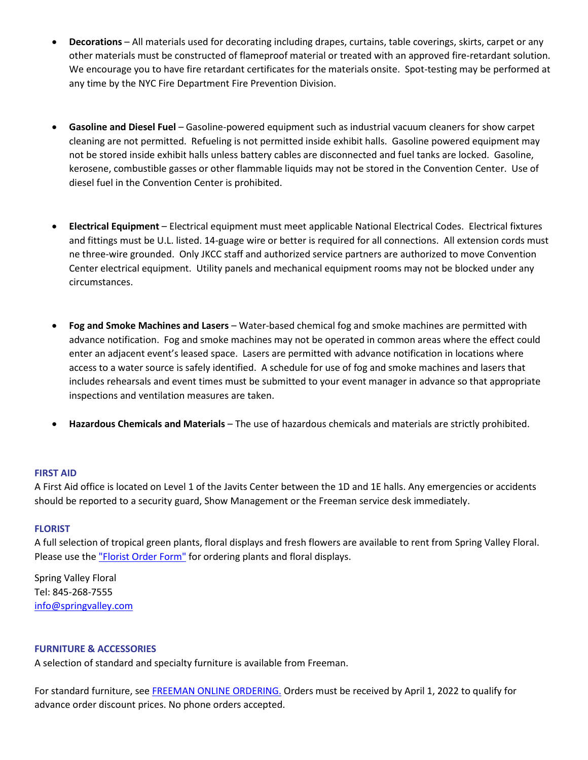- **Decorations** – All materials used for decorating including drapes, curtains, table coverings, skirts, carpet or any other materials must be constructed of flameproof material or treated with an approved fire-retardant solution. We encourage you to have fire retardant certificates for the materials onsite. Spot-testing may be performed at any time by the NYC Fire Department Fire Prevention Division.

- **Gasoline and Diesel Fuel** – Gasoline-powered equipment such as industrial vacuum cleaners for show carpet cleaning are not permitted. Refueling is not permitted inside exhibit halls. Gasoline powered equipment may not be stored inside exhibit halls unless battery cables are disconnected and fuel tanks are locked. Gasoline, kerosene, combustible gasses or other flammable liquids may not be stored in the Convention Center. Use of diesel fuel in the Convention Center is prohibited.

- **Electrical Equipment** – Electrical equipment must meet applicable National Electrical Codes. Electrical fixtures and fittings must be U.L. listed. 14-guage wire or better is required for all connections. All extension cords must ne three-wire grounded. Only JKCC staff and authorized service partners are authorized to move Convention Center electrical equipment. Utility panels and mechanical equipment rooms may not be blocked under any circumstances.

- **Fog and Smoke Machines and Lasers** – Water-based chemical fog and smoke machines are permitted with advance notification. Fog and smoke machines may not be operated in common areas where the effect could enter an adjacent event's leased space. Lasers are permitted with advance notification in locations where access to a water source is safely identified. A schedule for use of fog and smoke machines and lasers that includes rehearsals and event times must be submitted to your event manager in advance so that appropriate inspections and ventilation measures are taken.

- **Hazardous Chemicals and Materials** – The use of hazardous chemicals and materials are strictly prohibited.

#### FIRST AID

A First Aid office is located on Level 1 of the Javits Center between the 1D and 1E halls. Any emergencies or accidents should be reported to a security guard, Show Management or the Freeman service desk immediately.

#### FLORIST

A full selection of tropical green plants, floral displays and fresh flowers are available to rent from Spring Valley Floral. Please use the "Florist Order Form" for ordering plants and floral displays.

Spring Valley Floral
Tel: 845-268-7555
info@springvalley.com

#### FURNITURE & ACCESSORIES

A selection of standard and specialty furniture is available from Freeman.

For standard furniture, see FREEMAN ONLINE ORDERING. Orders must be received by April 1, 2022 to qualify for advance order discount prices. No phone orders accepted.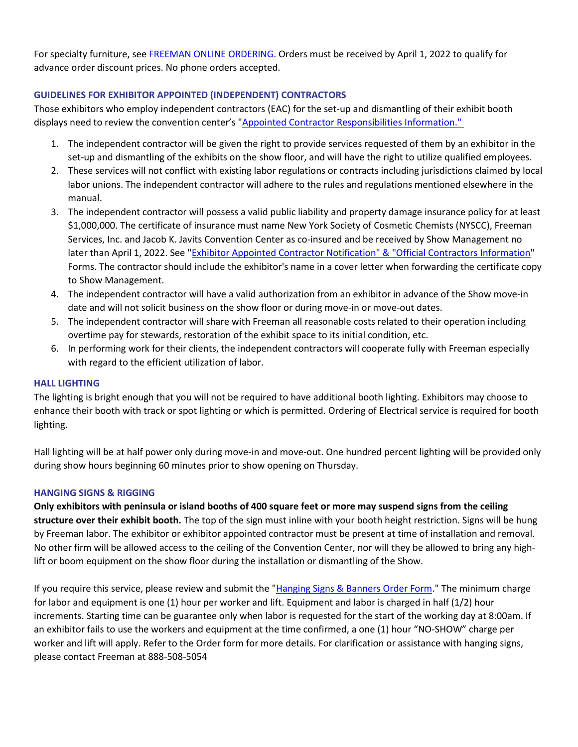For specialty furniture, see [FREEMAN ONLINE ORDERING.]() Orders must be received by April 1, 2022 to qualify for advance order discount prices. No phone orders accepted.

### GUIDELINES FOR EXHIBITOR APPOINTED (INDEPENDENT) CONTRACTORS

Those exhibitors who employ independent contractors (EAC) for the set-up and dismantling of their exhibit booth displays need to review the convention center's "[Appointed Contractor Responsibilities Information."]()

1. The independent contractor will be given the right to provide services requested of them by an exhibitor in the set-up and dismantling of the exhibits on the show floor, and will have the right to utilize qualified employees.
2. These services will not conflict with existing labor regulations or contracts including jurisdictions claimed by local labor unions. The independent contractor will adhere to the rules and regulations mentioned elsewhere in the manual.
3. The independent contractor will possess a valid public liability and property damage insurance policy for at least $1,000,000. The certificate of insurance must name New York Society of Cosmetic Chemists (NYSCC), Freeman Services, Inc. and Jacob K. Javits Convention Center as co-insured and be received by Show Management no later than April 1, 2022. See "[Exhibitor Appointed Contractor Notification" & "Official Contractors Information]()" Forms. The contractor should include the exhibitor's name in a cover letter when forwarding the certificate copy to Show Management.
4. The independent contractor will have a valid authorization from an exhibitor in advance of the Show move-in date and will not solicit business on the show floor or during move-in or move-out dates.
5. The independent contractor will share with Freeman all reasonable costs related to their operation including overtime pay for stewards, restoration of the exhibit space to its initial condition, etc.
6. In performing work for their clients, the independent contractors will cooperate fully with Freeman especially with regard to the efficient utilization of labor.

### HALL LIGHTING

The lighting is bright enough that you will not be required to have additional booth lighting. Exhibitors may choose to enhance their booth with track or spot lighting or which is permitted. Ordering of Electrical service is required for booth lighting.

Hall lighting will be at half power only during move-in and move-out. One hundred percent lighting will be provided only during show hours beginning 60 minutes prior to show opening on Thursday.

### HANGING SIGNS & RIGGING

**Only exhibitors with peninsula or island booths of 400 square feet or more may suspend signs from the ceiling structure over their exhibit booth.** The top of the sign must inline with your booth height restriction. Signs will be hung by Freeman labor. The exhibitor or exhibitor appointed contractor must be present at time of installation and removal. No other firm will be allowed access to the ceiling of the Convention Center, nor will they be allowed to bring any high-lift or boom equipment on the show floor during the installation or dismantling of the Show.

If you require this service, please review and submit the "[Hanging Signs & Banners Order Form]()." The minimum charge for labor and equipment is one (1) hour per worker and lift. Equipment and labor is charged in half (1/2) hour increments. Starting time can be guarantee only when labor is requested for the start of the working day at 8:00am. If an exhibitor fails to use the workers and equipment at the time confirmed, a one (1) hour "NO-SHOW" charge per worker and lift will apply. Refer to the Order form for more details. For clarification or assistance with hanging signs, please contact Freeman at 888-508-5054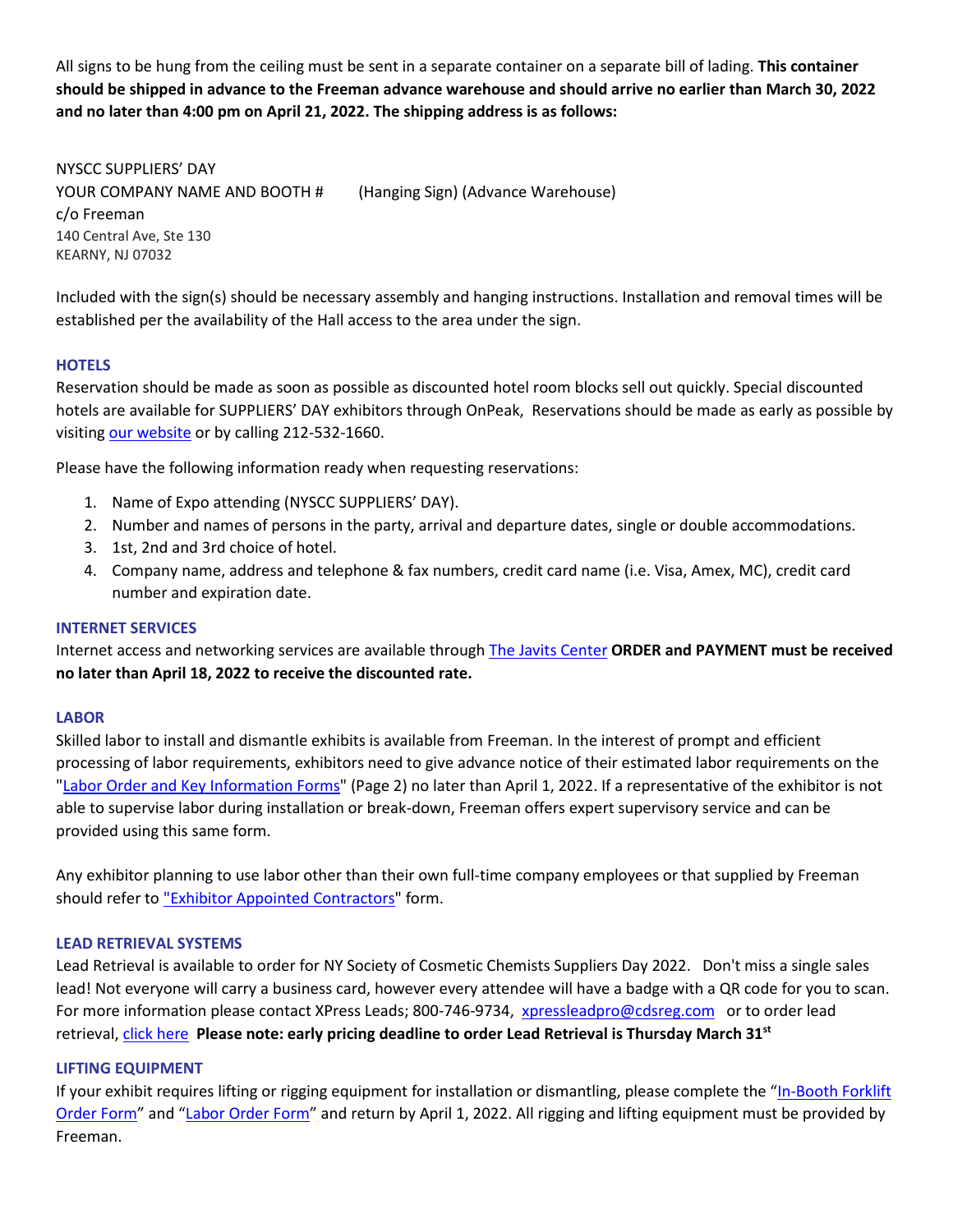All signs to be hung from the ceiling must be sent in a separate container on a separate bill of lading. **This container should be shipped in advance to the Freeman advance warehouse and should arrive no earlier than March 30, 2022 and no later than 4:00 pm on April 21, 2022. The shipping address is as follows:**

NYSCC SUPPLIERS' DAY
YOUR COMPANY NAME AND BOOTH # (Hanging Sign) (Advance Warehouse)
c/o Freeman
140 Central Ave, Ste 130
KEARNY, NJ 07032

Included with the sign(s) should be necessary assembly and hanging instructions. Installation and removal times will be established per the availability of the Hall access to the area under the sign.

### HOTELS

Reservation should be made as soon as possible as discounted hotel room blocks sell out quickly. Special discounted hotels are available for SUPPLIERS' DAY exhibitors through OnPeak, Reservations should be made as early as possible by visiting our website or by calling 212-532-1660.

Please have the following information ready when requesting reservations:

1. Name of Expo attending (NYSCC SUPPLIERS' DAY).
2. Number and names of persons in the party, arrival and departure dates, single or double accommodations.
3. 1st, 2nd and 3rd choice of hotel.
4. Company name, address and telephone & fax numbers, credit card name (i.e. Visa, Amex, MC), credit card number and expiration date.

### INTERNET SERVICES

Internet access and networking services are available through The Javits Center **ORDER and PAYMENT must be received no later than April 18, 2022 to receive the discounted rate.**

### LABOR

Skilled labor to install and dismantle exhibits is available from Freeman. In the interest of prompt and efficient processing of labor requirements, exhibitors need to give advance notice of their estimated labor requirements on the "Labor Order and Key Information Forms" (Page 2) no later than April 1, 2022. If a representative of the exhibitor is not able to supervise labor during installation or break-down, Freeman offers expert supervisory service and can be provided using this same form.

Any exhibitor planning to use labor other than their own full-time company employees or that supplied by Freeman should refer to "Exhibitor Appointed Contractors" form.

### LEAD RETRIEVAL SYSTEMS

Lead Retrieval is available to order for NY Society of Cosmetic Chemists Suppliers Day 2022. Don't miss a single sales lead! Not everyone will carry a business card, however every attendee will have a badge with a QR code for you to scan. For more information please contact XPress Leads; 800-746-9734, xpressleadpro@cdsreg.com or to order lead retrieval, click here **Please note: early pricing deadline to order Lead Retrieval is Thursday March 31st**

### LIFTING EQUIPMENT

If your exhibit requires lifting or rigging equipment for installation or dismantling, please complete the "In-Booth Forklift Order Form" and "Labor Order Form" and return by April 1, 2022. All rigging and lifting equipment must be provided by Freeman.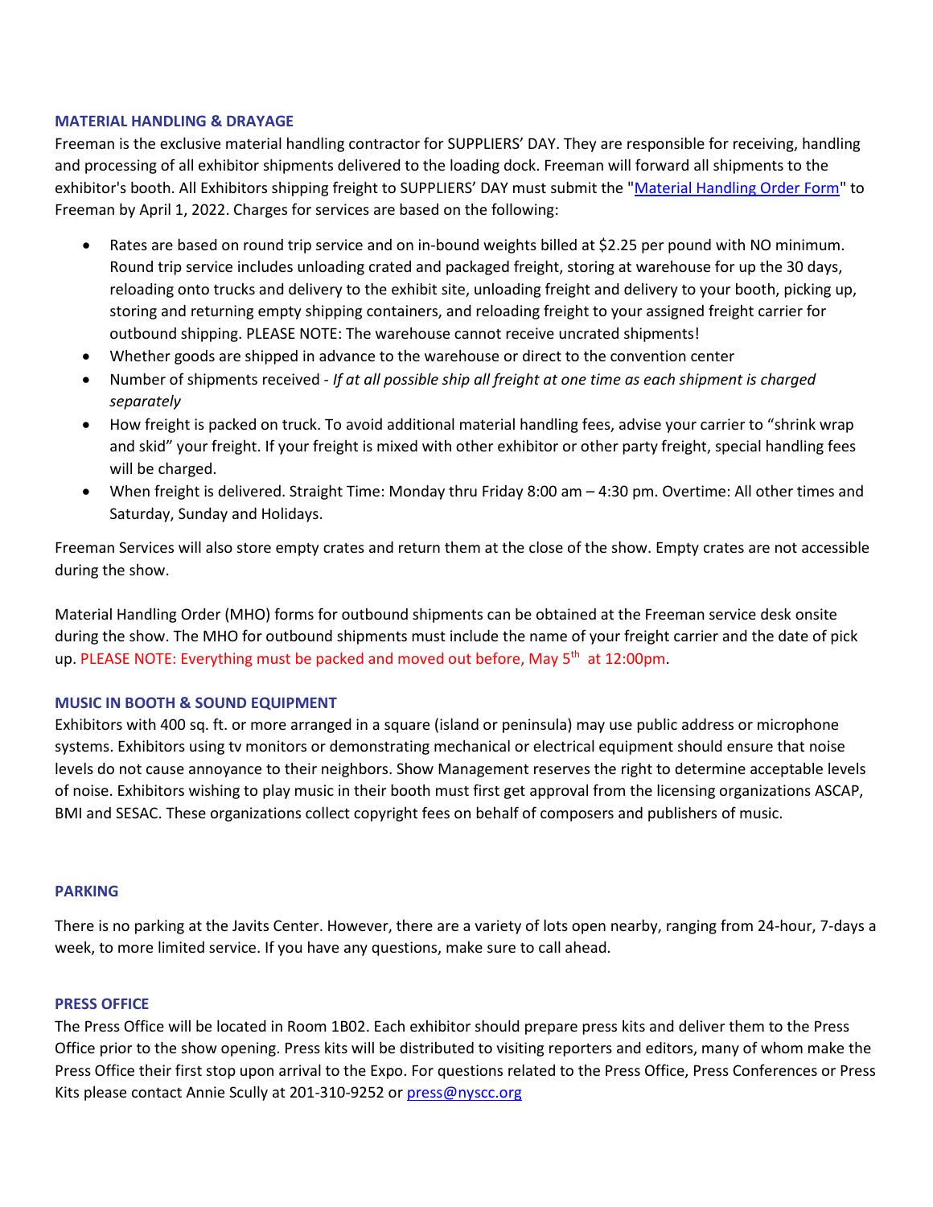## MATERIAL HANDLING & DRAYAGE

Freeman is the exclusive material handling contractor for SUPPLIERS' DAY. They are responsible for receiving, handling and processing of all exhibitor shipments delivered to the loading dock. Freeman will forward all shipments to the exhibitor's booth. All Exhibitors shipping freight to SUPPLIERS' DAY must submit the "[Material Handling Order Form]" to Freeman by April 1, 2022. Charges for services are based on the following:

- Rates are based on round trip service and on in-bound weights billed at $2.25 per pound with NO minimum. Round trip service includes unloading crated and packaged freight, storing at warehouse for up the 30 days, reloading onto trucks and delivery to the exhibit site, unloading freight and delivery to your booth, picking up, storing and returning empty shipping containers, and reloading freight to your assigned freight carrier for outbound shipping. PLEASE NOTE: The warehouse cannot receive uncrated shipments!
- Whether goods are shipped in advance to the warehouse or direct to the convention center
- Number of shipments received - *If at all possible ship all freight at one time as each shipment is charged separately*
- How freight is packed on truck. To avoid additional material handling fees, advise your carrier to "shrink wrap and skid" your freight. If your freight is mixed with other exhibitor or other party freight, special handling fees will be charged.
- When freight is delivered. Straight Time: Monday thru Friday 8:00 am – 4:30 pm. Overtime: All other times and Saturday, Sunday and Holidays.

Freeman Services will also store empty crates and return them at the close of the show. Empty crates are not accessible during the show.

Material Handling Order (MHO) forms for outbound shipments can be obtained at the Freeman service desk onsite during the show. The MHO for outbound shipments must include the name of your freight carrier and the date of pick up. PLEASE NOTE: Everything must be packed and moved out before, May 5th at 12:00pm.

## MUSIC IN BOOTH & SOUND EQUIPMENT

Exhibitors with 400 sq. ft. or more arranged in a square (island or peninsula) may use public address or microphone systems. Exhibitors using tv monitors or demonstrating mechanical or electrical equipment should ensure that noise levels do not cause annoyance to their neighbors. Show Management reserves the right to determine acceptable levels of noise. Exhibitors wishing to play music in their booth must first get approval from the licensing organizations ASCAP, BMI and SESAC. These organizations collect copyright fees on behalf of composers and publishers of music.

## PARKING

There is no parking at the Javits Center. However, there are a variety of lots open nearby, ranging from 24-hour, 7-days a week, to more limited service. If you have any questions, make sure to call ahead.

## PRESS OFFICE

The Press Office will be located in Room 1B02. Each exhibitor should prepare press kits and deliver them to the Press Office prior to the show opening. Press kits will be distributed to visiting reporters and editors, many of whom make the Press Office their first stop upon arrival to the Expo. For questions related to the Press Office, Press Conferences or Press Kits please contact Annie Scully at 201-310-9252 or press@nyscc.org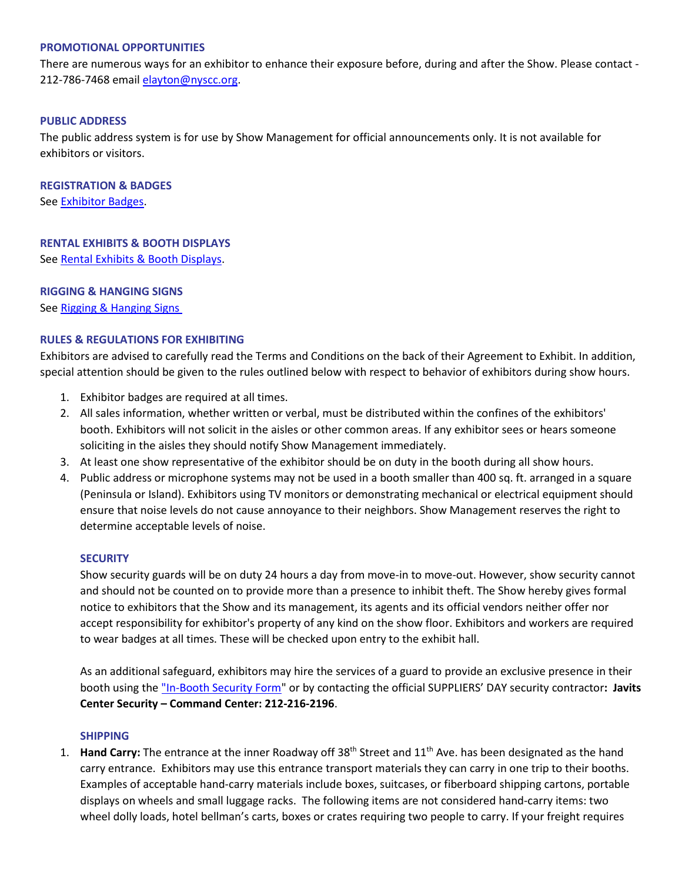### PROMOTIONAL OPPORTUNITIES

There are numerous ways for an exhibitor to enhance their exposure before, during and after the Show. Please contact - 212-786-7468 email [elayton@nyscc.org](mailto:elayton@nyscc.org).

### PUBLIC ADDRESS

The public address system is for use by Show Management for official announcements only. It is not available for exhibitors or visitors.

### REGISTRATION & BADGES

See [Exhibitor Badges](#).

### RENTAL EXHIBITS & BOOTH DISPLAYS

See [Rental Exhibits & Booth Displays](#).

### RIGGING & HANGING SIGNS

See [Rigging & Hanging Signs](#)

### RULES & REGULATIONS FOR EXHIBITING

Exhibitors are advised to carefully read the Terms and Conditions on the back of their Agreement to Exhibit. In addition, special attention should be given to the rules outlined below with respect to behavior of exhibitors during show hours.

1. Exhibitor badges are required at all times.
2. All sales information, whether written or verbal, must be distributed within the confines of the exhibitors' booth. Exhibitors will not solicit in the aisles or other common areas. If any exhibitor sees or hears someone soliciting in the aisles they should notify Show Management immediately.
3. At least one show representative of the exhibitor should be on duty in the booth during all show hours.
4. Public address or microphone systems may not be used in a booth smaller than 400 sq. ft. arranged in a square (Peninsula or Island). Exhibitors using TV monitors or demonstrating mechanical or electrical equipment should ensure that noise levels do not cause annoyance to their neighbors. Show Management reserves the right to determine acceptable levels of noise.

### SECURITY

Show security guards will be on duty 24 hours a day from move-in to move-out. However, show security cannot and should not be counted on to provide more than a presence to inhibit theft. The Show hereby gives formal notice to exhibitors that the Show and its management, its agents and its official vendors neither offer nor accept responsibility for exhibitor's property of any kind on the show floor. Exhibitors and workers are required to wear badges at all times. These will be checked upon entry to the exhibit hall.

As an additional safeguard, exhibitors may hire the services of a guard to provide an exclusive presence in their booth using the ["In-Booth Security Form"](#) or by contacting the official SUPPLIERS' DAY security contractor**: Javits Center Security – Command Center: 212-216-2196**.

### SHIPPING

1. **Hand Carry:** The entrance at the inner Roadway off 38th Street and 11th Ave. has been designated as the hand carry entrance. Exhibitors may use this entrance transport materials they can carry in one trip to their booths. Examples of acceptable hand-carry materials include boxes, suitcases, or fiberboard shipping cartons, portable displays on wheels and small luggage racks. The following items are not considered hand-carry items: two wheel dolly loads, hotel bellman's carts, boxes or crates requiring two people to carry. If your freight requires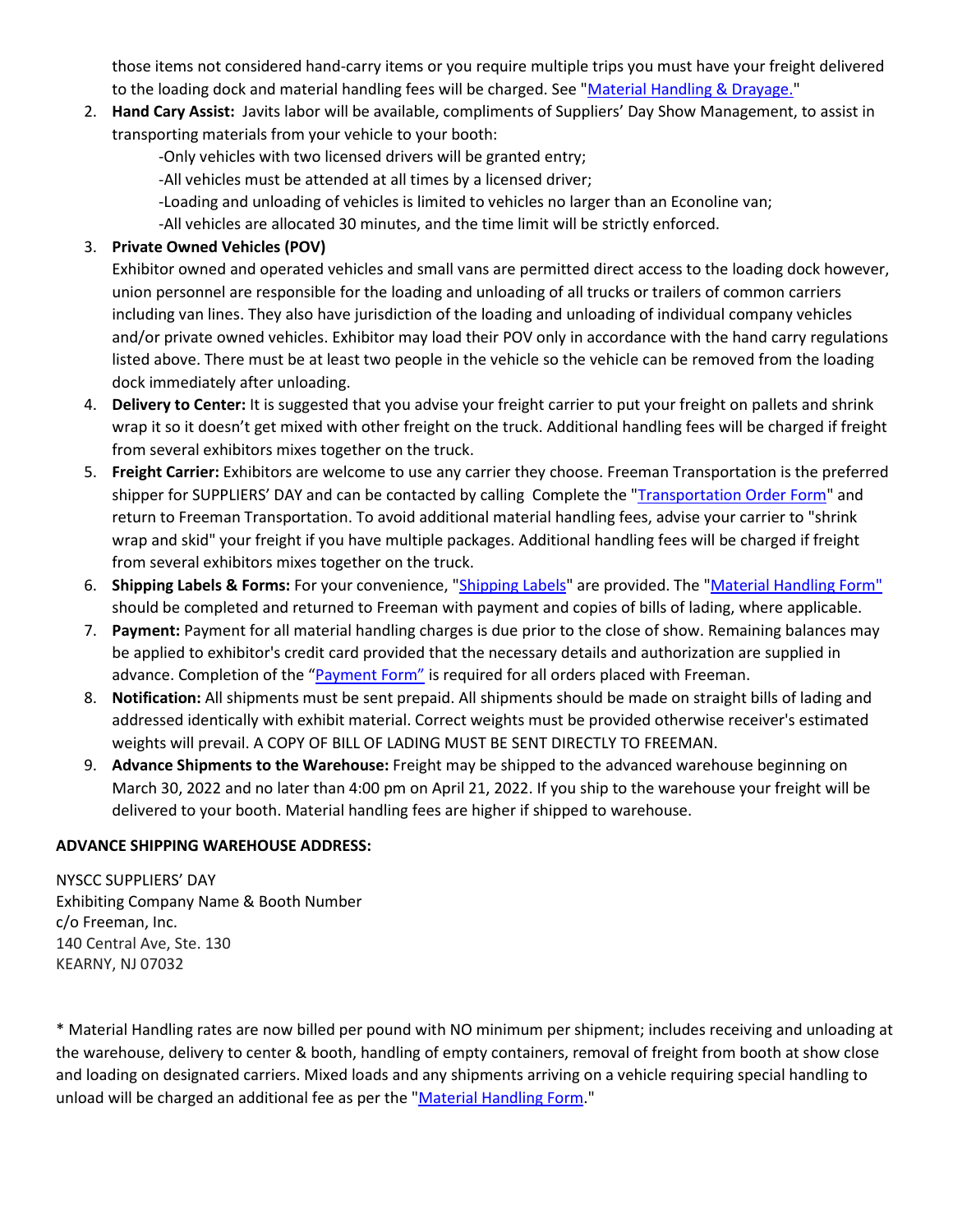those items not considered hand-carry items or you require multiple trips you must have your freight delivered to the loading dock and material handling fees will be charged. See "Material Handling & Drayage."

2. **Hand Cary Assist:** Javits labor will be available, compliments of Suppliers' Day Show Management, to assist in transporting materials from your vehicle to your booth:
   - -Only vehicles with two licensed drivers will be granted entry;
   - -All vehicles must be attended at all times by a licensed driver;
   - -Loading and unloading of vehicles is limited to vehicles no larger than an Econoline van;
   - -All vehicles are allocated 30 minutes, and the time limit will be strictly enforced.
3. **Private Owned Vehicles (POV)**
   Exhibitor owned and operated vehicles and small vans are permitted direct access to the loading dock however, union personnel are responsible for the loading and unloading of all trucks or trailers of common carriers including van lines. They also have jurisdiction of the loading and unloading of individual company vehicles and/or private owned vehicles. Exhibitor may load their POV only in accordance with the hand carry regulations listed above. There must be at least two people in the vehicle so the vehicle can be removed from the loading dock immediately after unloading.
4. **Delivery to Center:** It is suggested that you advise your freight carrier to put your freight on pallets and shrink wrap it so it doesn't get mixed with other freight on the truck. Additional handling fees will be charged if freight from several exhibitors mixes together on the truck.
5. **Freight Carrier:** Exhibitors are welcome to use any carrier they choose. Freeman Transportation is the preferred shipper for SUPPLIERS' DAY and can be contacted by calling Complete the "Transportation Order Form" and return to Freeman Transportation. To avoid additional material handling fees, advise your carrier to "shrink wrap and skid" your freight if you have multiple packages. Additional handling fees will be charged if freight from several exhibitors mixes together on the truck.
6. **Shipping Labels & Forms:** For your convenience, "Shipping Labels" are provided. The "Material Handling Form" should be completed and returned to Freeman with payment and copies of bills of lading, where applicable.
7. **Payment:** Payment for all material handling charges is due prior to the close of show. Remaining balances may be applied to exhibitor's credit card provided that the necessary details and authorization are supplied in advance. Completion of the "Payment Form" is required for all orders placed with Freeman.
8. **Notification:** All shipments must be sent prepaid. All shipments should be made on straight bills of lading and addressed identically with exhibit material. Correct weights must be provided otherwise receiver's estimated weights will prevail. A COPY OF BILL OF LADING MUST BE SENT DIRECTLY TO FREEMAN.
9. **Advance Shipments to the Warehouse:** Freight may be shipped to the advanced warehouse beginning on March 30, 2022 and no later than 4:00 pm on April 21, 2022. If you ship to the warehouse your freight will be delivered to your booth. Material handling fees are higher if shipped to warehouse.

**ADVANCE SHIPPING WAREHOUSE ADDRESS:**

NYSCC SUPPLIERS' DAY
Exhibiting Company Name & Booth Number
c/o Freeman, Inc.
140 Central Ave, Ste. 130
KEARNY, NJ 07032

* Material Handling rates are now billed per pound with NO minimum per shipment; includes receiving and unloading at the warehouse, delivery to center & booth, handling of empty containers, removal of freight from booth at show close and loading on designated carriers. Mixed loads and any shipments arriving on a vehicle requiring special handling to unload will be charged an additional fee as per the "Material Handling Form."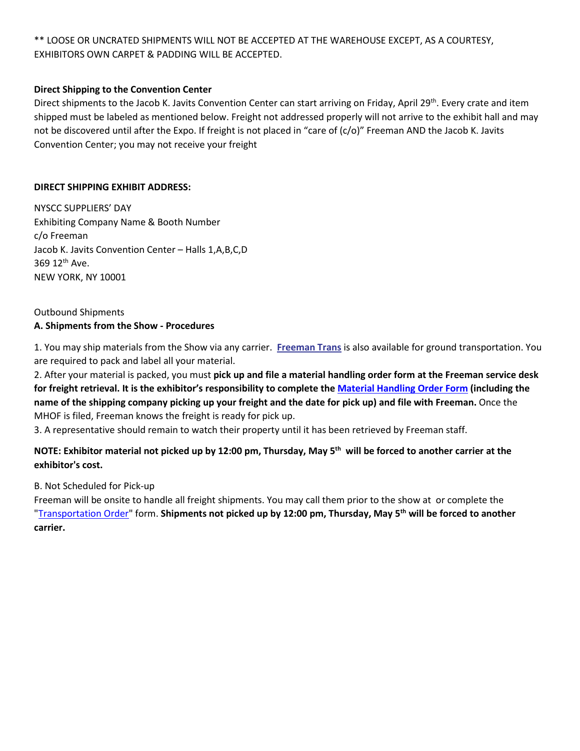** LOOSE OR UNCRATED SHIPMENTS WILL NOT BE ACCEPTED AT THE WAREHOUSE EXCEPT, AS A COURTESY, EXHIBITORS OWN CARPET & PADDING WILL BE ACCEPTED.

**Direct Shipping to the Convention Center**

Direct shipments to the Jacob K. Javits Convention Center can start arriving on Friday, April 29th. Every crate and item shipped must be labeled as mentioned below. Freight not addressed properly will not arrive to the exhibit hall and may not be discovered until after the Expo. If freight is not placed in "care of (c/o)" Freeman AND the Jacob K. Javits Convention Center; you may not receive your freight

**DIRECT SHIPPING EXHIBIT ADDRESS:**

NYSCC SUPPLIERS' DAY
Exhibiting Company Name & Booth Number
c/o Freeman
Jacob K. Javits Convention Center – Halls 1,A,B,C,D
369 12th Ave.
NEW YORK, NY 10001

Outbound Shipments

**A. Shipments from the Show - Procedures**

1. You may ship materials from the Show via any carrier. **Freeman Trans** is also available for ground transportation. You are required to pack and label all your material.
2. After your material is packed, you must **pick up and file a material handling order form at the Freeman service desk for freight retrieval. It is the exhibitor's responsibility to complete the Material Handling Order Form (including the name of the shipping company picking up your freight and the date for pick up) and file with Freeman.** Once the MHOF is filed, Freeman knows the freight is ready for pick up.
3. A representative should remain to watch their property until it has been retrieved by Freeman staff.

**NOTE: Exhibitor material not picked up by 12:00 pm, Thursday, May 5th will be forced to another carrier at the exhibitor's cost.**

B. Not Scheduled for Pick-up

Freeman will be onsite to handle all freight shipments. You may call them prior to the show at or complete the "Transportation Order" form. **Shipments not picked up by 12:00 pm, Thursday, May 5th will be forced to another carrier.**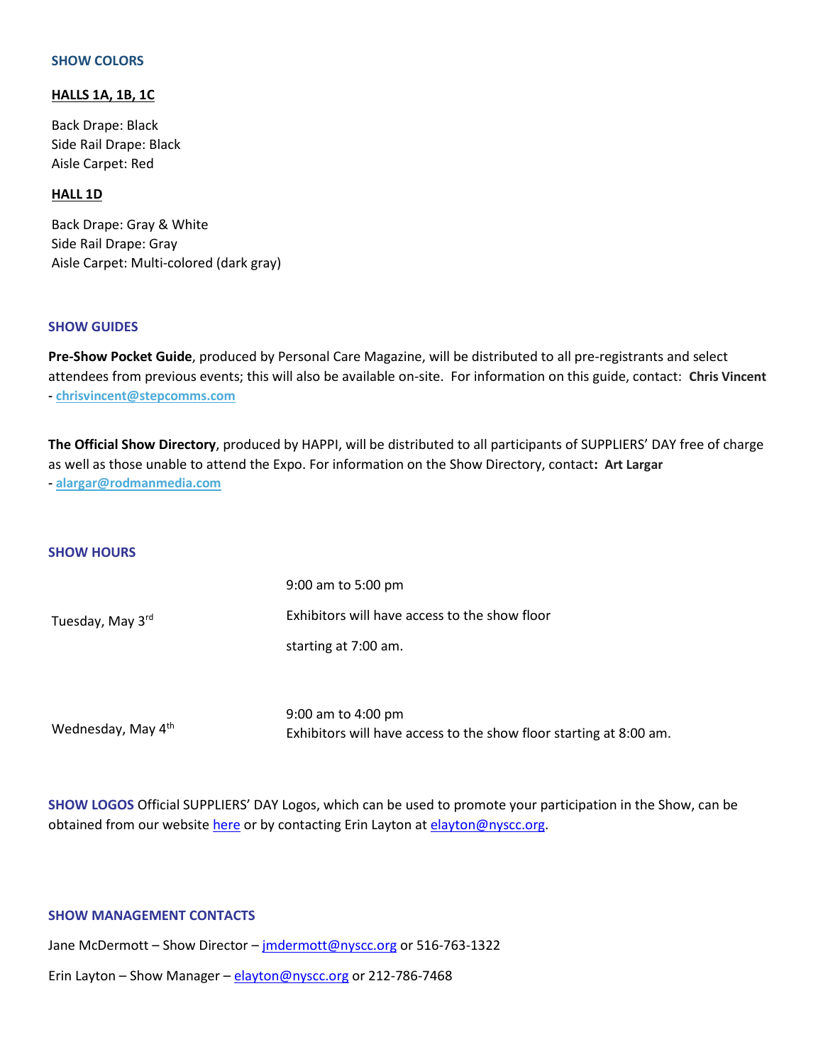### SHOW COLORS

**HALLS 1A, 1B, 1C**

Back Drape: Black
Side Rail Drape: Black
Aisle Carpet: Red

**HALL 1D**

Back Drape: Gray & White
Side Rail Drape: Gray
Aisle Carpet: Multi-colored (dark gray)

### SHOW GUIDES

**Pre-Show Pocket Guide**, produced by Personal Care Magazine, will be distributed to all pre-registrants and select attendees from previous events; this will also be available on-site. For information on this guide, contact: **Chris Vincent** - **chrisvincent@stepcomms.com**

**The Official Show Directory**, produced by HAPPI, will be distributed to all participants of SUPPLIERS' DAY free of charge as well as those unable to attend the Expo. For information on the Show Directory, contact**: Art Largar** - **alargar@rodmanmedia.com**

### SHOW HOURS

| | |
|---|---|
| Tuesday, May 3rd | 9:00 am to 5:00 pm<br>Exhibitors will have access to the show floor starting at 7:00 am. |
| Wednesday, May 4th | 9:00 am to 4:00 pm<br>Exhibitors will have access to the show floor starting at 8:00 am. |

**SHOW LOGOS** Official SUPPLIERS' DAY Logos, which can be used to promote your participation in the Show, can be obtained from our website here or by contacting Erin Layton at elayton@nyscc.org.

### SHOW MANAGEMENT CONTACTS

Jane McDermott – Show Director – jmdermott@nyscc.org or 516-763-1322

Erin Layton – Show Manager – elayton@nyscc.org or 212-786-7468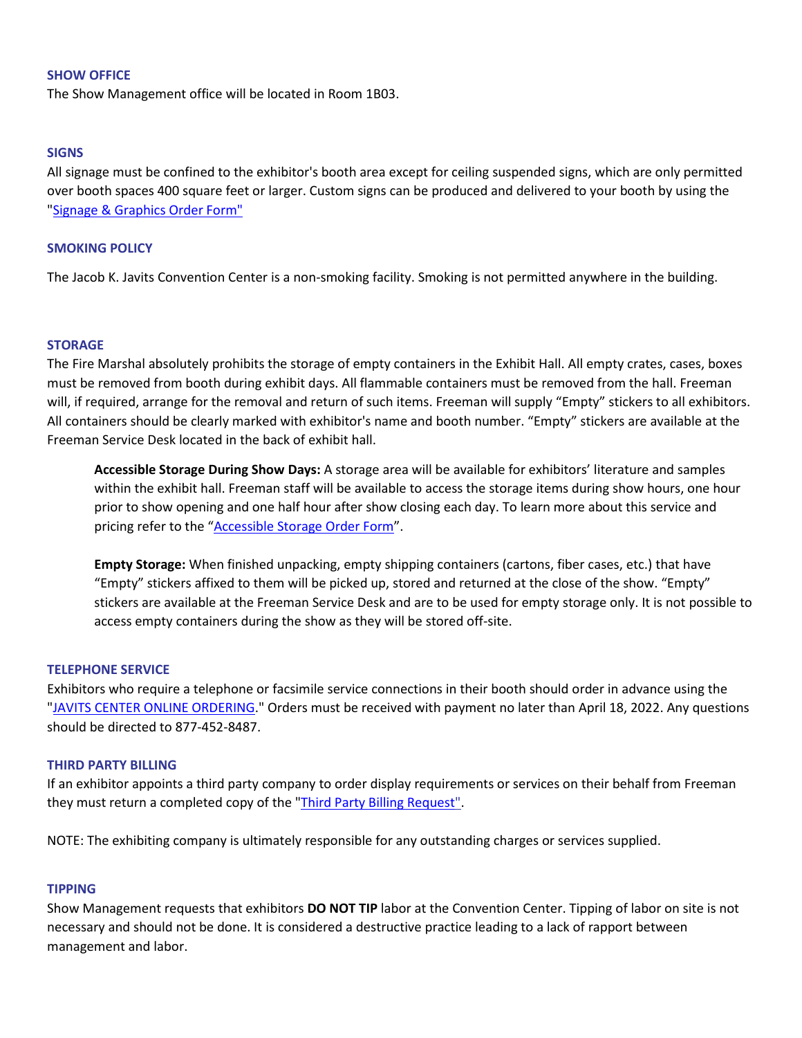## SHOW OFFICE

The Show Management office will be located in Room 1B03.

## SIGNS

All signage must be confined to the exhibitor's booth area except for ceiling suspended signs, which are only permitted over booth spaces 400 square feet or larger. Custom signs can be produced and delivered to your booth by using the "Signage & Graphics Order Form"

## SMOKING POLICY

The Jacob K. Javits Convention Center is a non-smoking facility. Smoking is not permitted anywhere in the building.

## STORAGE

The Fire Marshal absolutely prohibits the storage of empty containers in the Exhibit Hall. All empty crates, cases, boxes must be removed from booth during exhibit days. All flammable containers must be removed from the hall. Freeman will, if required, arrange for the removal and return of such items. Freeman will supply "Empty" stickers to all exhibitors. All containers should be clearly marked with exhibitor's name and booth number. "Empty" stickers are available at the Freeman Service Desk located in the back of exhibit hall.

**Accessible Storage During Show Days:** A storage area will be available for exhibitors' literature and samples within the exhibit hall. Freeman staff will be available to access the storage items during show hours, one hour prior to show opening and one half hour after show closing each day. To learn more about this service and pricing refer to the "Accessible Storage Order Form".

**Empty Storage:** When finished unpacking, empty shipping containers (cartons, fiber cases, etc.) that have "Empty" stickers affixed to them will be picked up, stored and returned at the close of the show. "Empty" stickers are available at the Freeman Service Desk and are to be used for empty storage only. It is not possible to access empty containers during the show as they will be stored off-site.

## TELEPHONE SERVICE

Exhibitors who require a telephone or facsimile service connections in their booth should order in advance using the "JAVITS CENTER ONLINE ORDERING." Orders must be received with payment no later than April 18, 2022. Any questions should be directed to 877-452-8487.

## THIRD PARTY BILLING

If an exhibitor appoints a third party company to order display requirements or services on their behalf from Freeman they must return a completed copy of the "Third Party Billing Request".

NOTE: The exhibiting company is ultimately responsible for any outstanding charges or services supplied.

## TIPPING

Show Management requests that exhibitors **DO NOT TIP** labor at the Convention Center. Tipping of labor on site is not necessary and should not be done. It is considered a destructive practice leading to a lack of rapport between management and labor.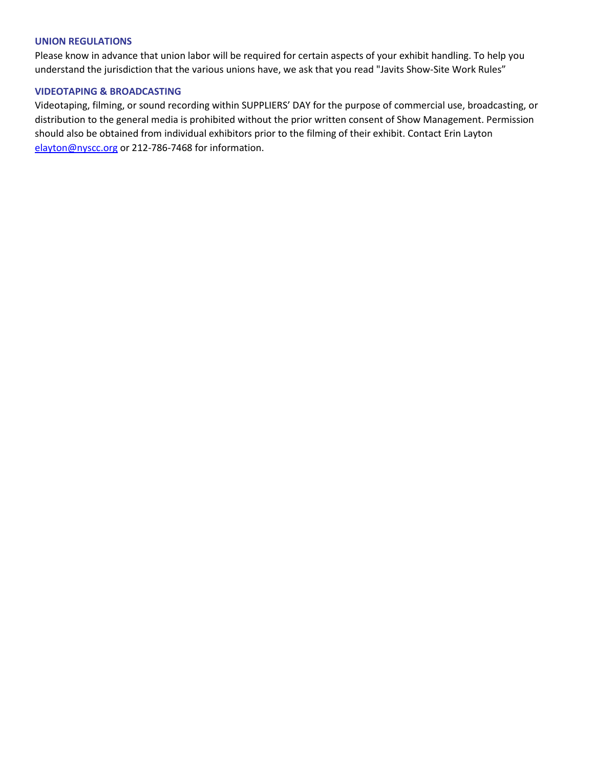### UNION REGULATIONS

Please know in advance that union labor will be required for certain aspects of your exhibit handling. To help you understand the jurisdiction that the various unions have, we ask that you read "Javits Show-Site Work Rules"

### VIDEOTAPING & BROADCASTING

Videotaping, filming, or sound recording within SUPPLIERS' DAY for the purpose of commercial use, broadcasting, or distribution to the general media is prohibited without the prior written consent of Show Management. Permission should also be obtained from individual exhibitors prior to the filming of their exhibit. Contact Erin Layton elayton@nyscc.org or 212-786-7468 for information.